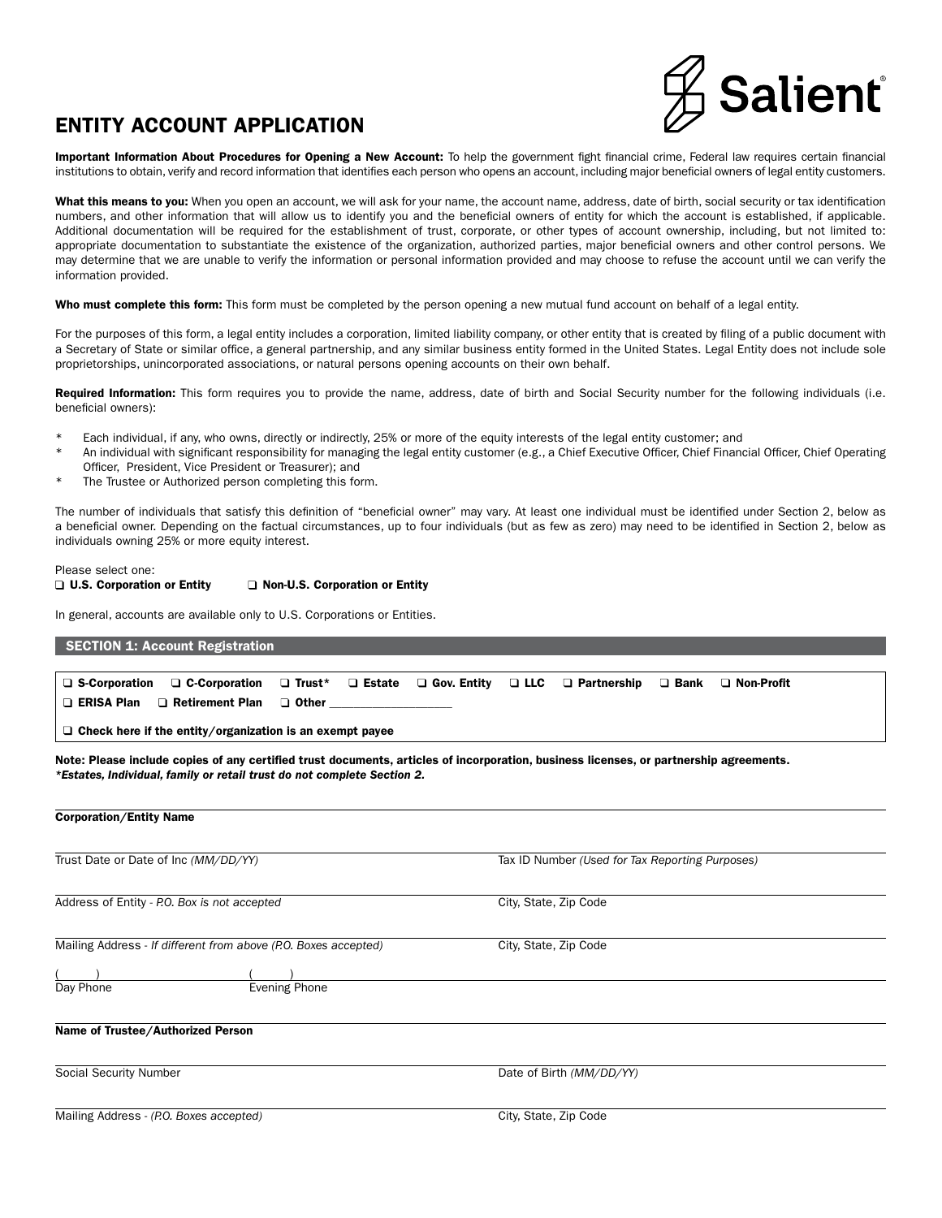Salient

# ENTITY ACCOUNT APPLICATION

**Important Information About Procedures for Opening a New Account:** To help the government fight financial crime, Federal law requires certain financial institutions to obtain, verify and record information that identifies each person who opens an account, including major beneficial owners of legal entity customers.

**What this means to you:** When you open an account, we will ask for your name, the account name, address, date of birth, social security or tax identification numbers, and other information that will allow us to identify you and the beneficial owners of entity for which the account is established, if applicable. Additional documentation will be required for the establishment of trust, corporate, or other types of account ownership, including, but not limited to: appropriate documentation to substantiate the existence of the organization, authorized parties, major beneficial owners and other control persons. We may determine that we are unable to verify the information or personal information provided and may choose to refuse the account until we can verify the information provided.

**Who must complete this form:** This form must be completed by the person opening a new mutual fund account on behalf of a legal entity.

For the purposes of this form, a legal entity includes a corporation, limited liability company, or other entity that is created by filing of a public document with a Secretary of State or similar office, a general partnership, and any similar business entity formed in the United States. Legal Entity does not include sole proprietorships, unincorporated associations, or natural persons opening accounts on their own behalf.

**Required Information:** This form requires you to provide the name, address, date of birth and Social Security number for the following individuals (i.e. beneficial owners):

- Each individual, if any, who owns, directly or indirectly, 25% or more of the equity interests of the legal entity customer; and
- An individual with significant responsibility for managing the legal entity customer (e.g., a Chief Executive Officer, Chief Financial Officer, Chief Operating Officer, President, Vice President or Treasurer); and
- The Trustee or Authorized person completing this form.

The number of individuals that satisfy this definition of "beneficial owner" may vary. At least one individual must be identified under Section 2, below as a beneficial owner. Depending on the factual circumstances, up to four individuals (but as few as zero) may need to be identified in Section 2, below as individuals owning 25% or more equity interest.

Please select one:
❑ **U.S. Corporation or Entity** ❑ **Non-U.S. Corporation or Entity**

In general, accounts are available only to U.S. Corporations or Entities.

## SECTION 1: Account Registration

❑ **S-Corporation** ❑ **C-Corporation** ❑ **Trust*** ❑ **Estate** ❑ **Gov. Entity** ❑ **LLC** ❑ **Partnership** ❑ **Bank** ❑ **Non-Profit**
❑ **ERISA Plan** ❑ **Retirement Plan** ❑ **Other** ____________________

❑ **Check here if the entity/organization is an exempt payee**

**Note: Please include copies of any certified trust documents, articles of incorporation, business licenses, or partnership agreements.**
***Estates, Individual, family or retail trust do not complete Section 2.***

**Corporation/Entity Name**

Trust Date or Date of Inc *(MM/DD/YY)* | Tax ID Number *(Used for Tax Reporting Purposes)*

Address of Entity - *P.O. Box is not accepted* | City, State, Zip Code

Mailing Address - *If different from above (P.O. Boxes accepted)* | City, State, Zip Code

( ) Day Phone | ( ) Evening Phone

**Name of Trustee/Authorized Person**

Social Security Number | Date of Birth *(MM/DD/YY)*

Mailing Address - *(P.O. Boxes accepted)* | City, State, Zip Code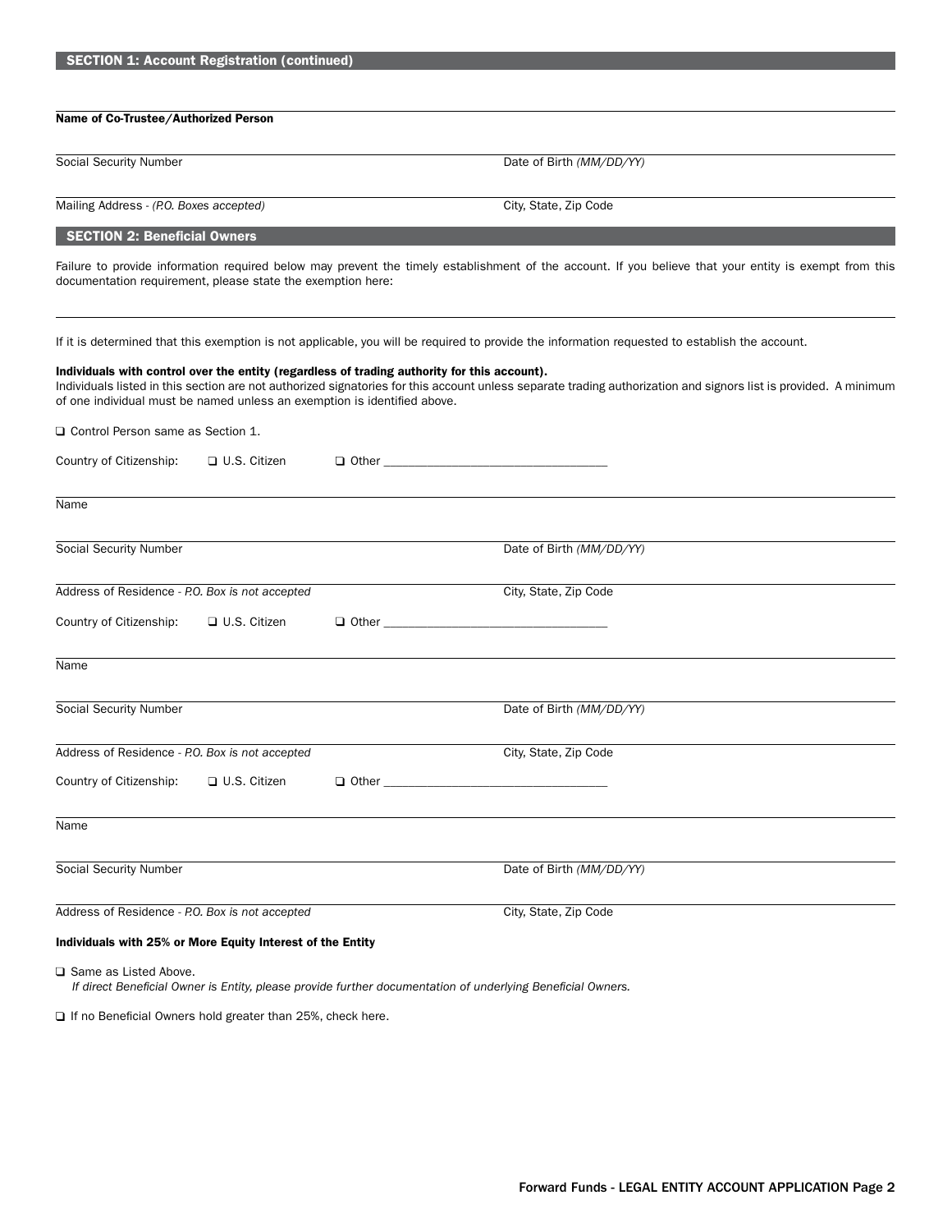## SECTION 1: Account Registration (continued)

**Name of Co-Trustee/Authorized Person**

Social Security Number | Date of Birth *(MM/DD/YY)*

Mailing Address - *(P.O. Boxes accepted)* | City, State, Zip Code

## SECTION 2: Beneficial Owners

Failure to provide information required below may prevent the timely establishment of the account. If you believe that your entity is exempt from this documentation requirement, please state the exemption here:

---

If it is determined that this exemption is not applicable, you will be required to provide the information requested to establish the account.

**Individuals with control over the entity (regardless of trading authority for this account).**
Individuals listed in this section are not authorized signatories for this account unless separate trading authorization and signors list is provided. A minimum of one individual must be named unless an exemption is identified above.

❑ Control Person same as Section 1.

Country of Citizenship: ❑ U.S. Citizen ❑ Other ___________________________________

Name

Social Security Number | Date of Birth *(MM/DD/YY)*

Address of Residence - *P.O. Box is not accepted* | City, State, Zip Code

Country of Citizenship: ❑ U.S. Citizen ❑ Other ___________________________________

Name

Social Security Number | Date of Birth *(MM/DD/YY)*

Address of Residence - *P.O. Box is not accepted* | City, State, Zip Code

Country of Citizenship: ❑ U.S. Citizen ❑ Other ___________________________________

Name

Social Security Number | Date of Birth *(MM/DD/YY)*

Address of Residence - *P.O. Box is not accepted* | City, State, Zip Code

**Individuals with 25% or More Equity Interest of the Entity**

❑ Same as Listed Above.
*If direct Beneficial Owner is Entity, please provide further documentation of underlying Beneficial Owners.*

❑ If no Beneficial Owners hold greater than 25%, check here.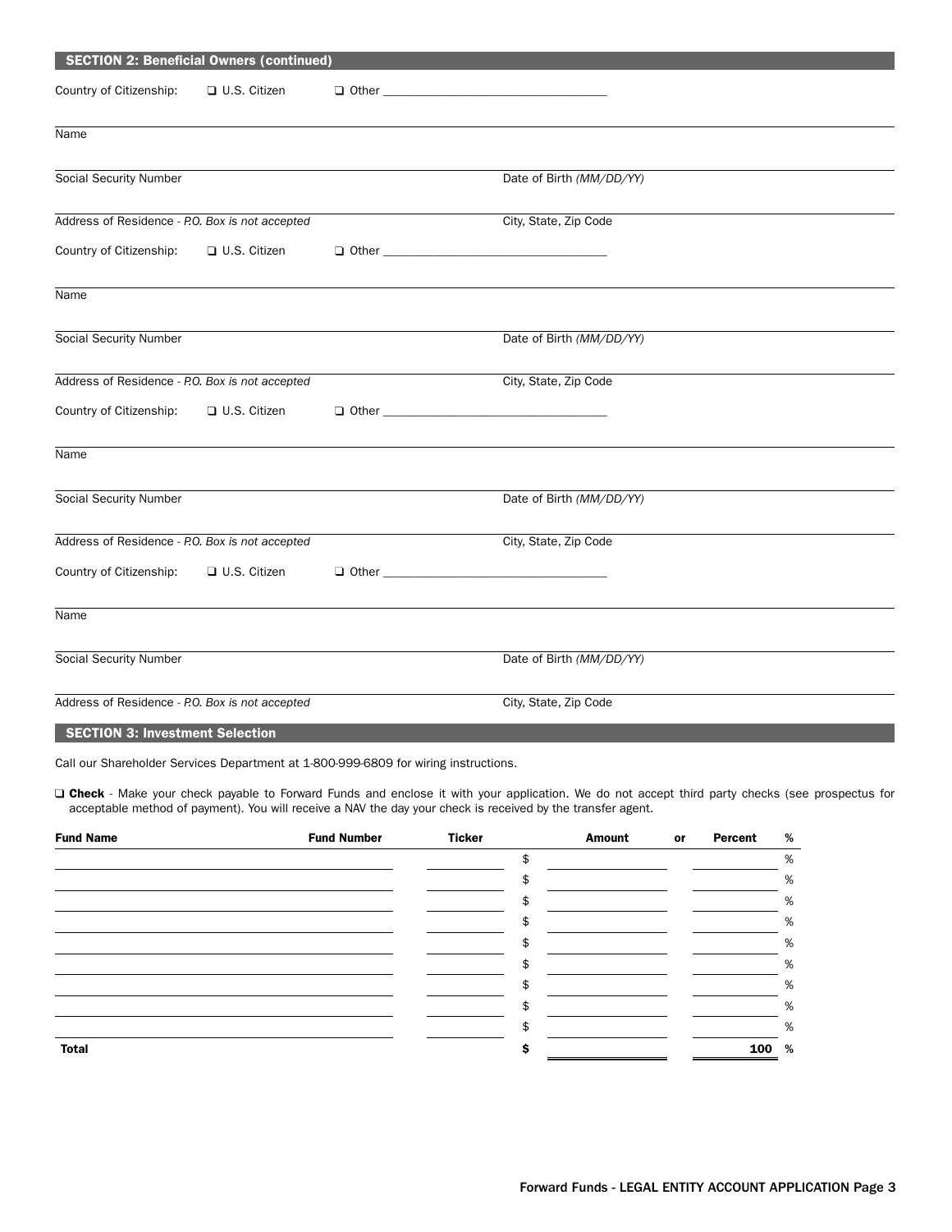## SECTION 2: Beneficial Owners (continued)

Country of Citizenship: ❑ U.S. Citizen ❑ Other ___________________

Name

Social Security Number | Date of Birth *(MM/DD/YY)*

Address of Residence - *P.O. Box is not accepted* | City, State, Zip Code

Country of Citizenship: ❑ U.S. Citizen ❑ Other ___________________

Name

Social Security Number | Date of Birth *(MM/DD/YY)*

Address of Residence - *P.O. Box is not accepted* | City, State, Zip Code

Country of Citizenship: ❑ U.S. Citizen ❑ Other ___________________

Name

Social Security Number | Date of Birth *(MM/DD/YY)*

Address of Residence - *P.O. Box is not accepted* | City, State, Zip Code

Country of Citizenship: ❑ U.S. Citizen ❑ Other ___________________

Name

Social Security Number | Date of Birth *(MM/DD/YY)*

Address of Residence - *P.O. Box is not accepted* | City, State, Zip Code

## SECTION 3: Investment Selection

Call our Shareholder Services Department at 1-800-999-6809 for wiring instructions.

❑ **Check** - Make your check payable to Forward Funds and enclose it with your application. We do not accept third party checks (see prospectus for acceptable method of payment). You will receive a NAV the day your check is received by the transfer agent.

| Fund Name | Fund Number | Ticker | Amount | or | Percent | % |
|---|---|---|---|---|---|---|
| | | | $ | | | % |
| | | | $ | | | % |
| | | | $ | | | % |
| | | | $ | | | % |
| | | | $ | | | % |
| | | | $ | | | % |
| | | | $ | | | % |
| | | | $ | | | % |
| | | | $ | | | % |
| **Total** | | | **$** | | **100** | **%** |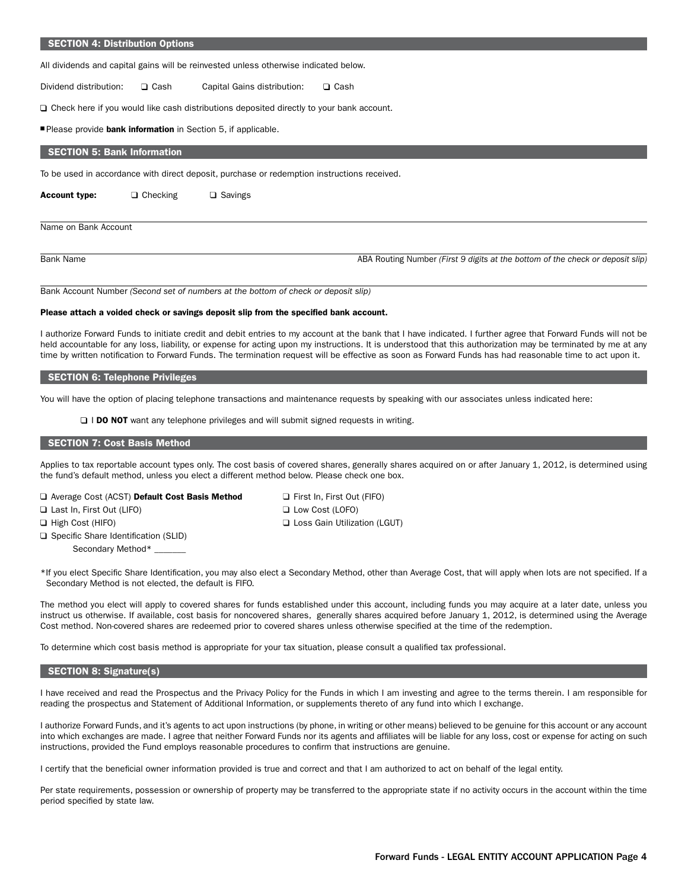## SECTION 4: Distribution Options

All dividends and capital gains will be reinvested unless otherwise indicated below.

Dividend distribution: ❑ Cash     Capital Gains distribution: ❑ Cash

❑ Check here if you would like cash distributions deposited directly to your bank account.

■ Please provide **bank information** in Section 5, if applicable.

## SECTION 5: Bank Information

To be used in accordance with direct deposit, purchase or redemption instructions received.

**Account type:** ❑ Checking ❑ Savings

Name on Bank Account

Bank Name     ABA Routing Number *(First 9 digits at the bottom of the check or deposit slip)*

Bank Account Number *(Second set of numbers at the bottom of check or deposit slip)*

**Please attach a voided check or savings deposit slip from the specified bank account.**

I authorize Forward Funds to initiate credit and debit entries to my account at the bank that I have indicated. I further agree that Forward Funds will not be held accountable for any loss, liability, or expense for acting upon my instructions. It is understood that this authorization may be terminated by me at any time by written notification to Forward Funds. The termination request will be effective as soon as Forward Funds has had reasonable time to act upon it.

## SECTION 6: Telephone Privileges

You will have the option of placing telephone transactions and maintenance requests by speaking with our associates unless indicated here:

❑ I **DO NOT** want any telephone privileges and will submit signed requests in writing.

## SECTION 7: Cost Basis Method

Applies to tax reportable account types only. The cost basis of covered shares, generally shares acquired on or after January 1, 2012, is determined using the fund's default method, unless you elect a different method below. Please check one box.

❑ Average Cost (ACST) **Default Cost Basis Method**
❑ Last In, First Out (LIFO)
❑ High Cost (HIFO)
❑ Specific Share Identification (SLID)
  Secondary Method* _______
❑ First In, First Out (FIFO)
❑ Low Cost (LOFO)
❑ Loss Gain Utilization (LGUT)

*If you elect Specific Share Identification, you may also elect a Secondary Method, other than Average Cost, that will apply when lots are not specified. If a Secondary Method is not elected, the default is FIFO.

The method you elect will apply to covered shares for funds established under this account, including funds you may acquire at a later date, unless you instruct us otherwise. If available, cost basis for noncovered shares, generally shares acquired before January 1, 2012, is determined using the Average Cost method. Non-covered shares are redeemed prior to covered shares unless otherwise specified at the time of the redemption.

To determine which cost basis method is appropriate for your tax situation, please consult a qualified tax professional.

## SECTION 8: Signature(s)

I have received and read the Prospectus and the Privacy Policy for the Funds in which I am investing and agree to the terms therein. I am responsible for reading the prospectus and Statement of Additional Information, or supplements thereto of any fund into which I exchange.

I authorize Forward Funds, and it's agents to act upon instructions (by phone, in writing or other means) believed to be genuine for this account or any account into which exchanges are made. I agree that neither Forward Funds nor its agents and affiliates will be liable for any loss, cost or expense for acting on such instructions, provided the Fund employs reasonable procedures to confirm that instructions are genuine.

I certify that the beneficial owner information provided is true and correct and that I am authorized to act on behalf of the legal entity.

Per state requirements, possession or ownership of property may be transferred to the appropriate state if no activity occurs in the account within the time period specified by state law.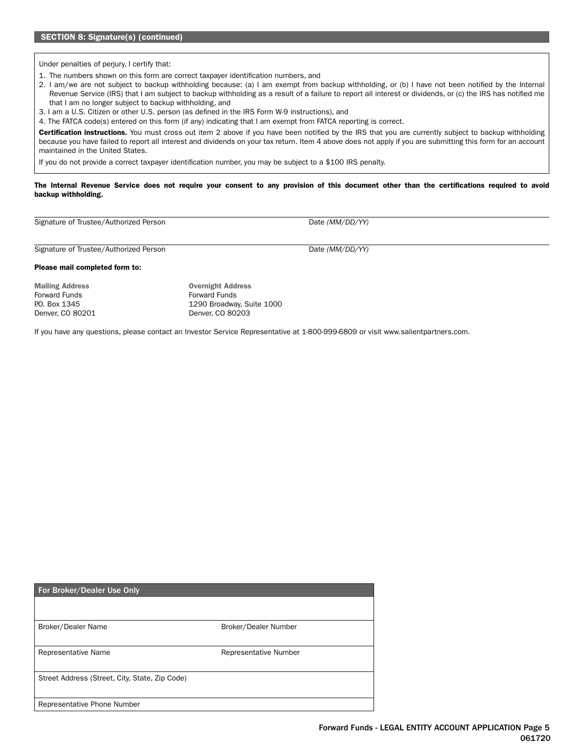## SECTION 8: Signature(s) (continued)

Under penalties of perjury, I certify that:

1. The numbers shown on this form are correct taxpayer identification numbers, and
2. I am/we are not subject to backup withholding because: (a) I am exempt from backup withholding, or (b) I have not been notified by the Internal Revenue Service (IRS) that I am subject to backup withholding as a result of a failure to report all interest or dividends, or (c) the IRS has notified me that I am no longer subject to backup withholding, and
3. I am a U.S. Citizen or other U.S. person (as defined in the IRS Form W-9 instructions), and
4. The FATCA code(s) entered on this form (if any) indicating that I am exempt from FATCA reporting is correct.

**Certification instructions.** You must cross out item 2 above if you have been notified by the IRS that you are currently subject to backup withholding because you have failed to report all interest and dividends on your tax return. Item 4 above does not apply if you are submitting this form for an account maintained in the United States.

If you do not provide a correct taxpayer identification number, you may be subject to a $100 IRS penalty.

**The Internal Revenue Service does not require your consent to any provision of this document other than the certifications required to avoid backup withholding.**

Signature of Trustee/Authorized Person ____________________ Date *(MM/DD/YY)* ____________________

Signature of Trustee/Authorized Person ____________________ Date *(MM/DD/YY)* ____________________

**Please mail completed form to:**

**Mailing Address**
Forward Funds
P.O. Box 1345
Denver, CO 80201

**Overnight Address**
Forward Funds
1290 Broadway, Suite 1000
Denver, CO 80203

If you have any questions, please contact an Investor Service Representative at 1-800-999-6809 or visit www.salientpartners.com.

| For Broker/Dealer Use Only | |
|---|---|
| Broker/Dealer Name | Broker/Dealer Number |
| Representative Name | Representative Number |
| Street Address (Street, City, State, Zip Code) | |
| Representative Phone Number | |

Forward Funds - LEGAL ENTITY ACCOUNT APPLICATION Page 5
061720